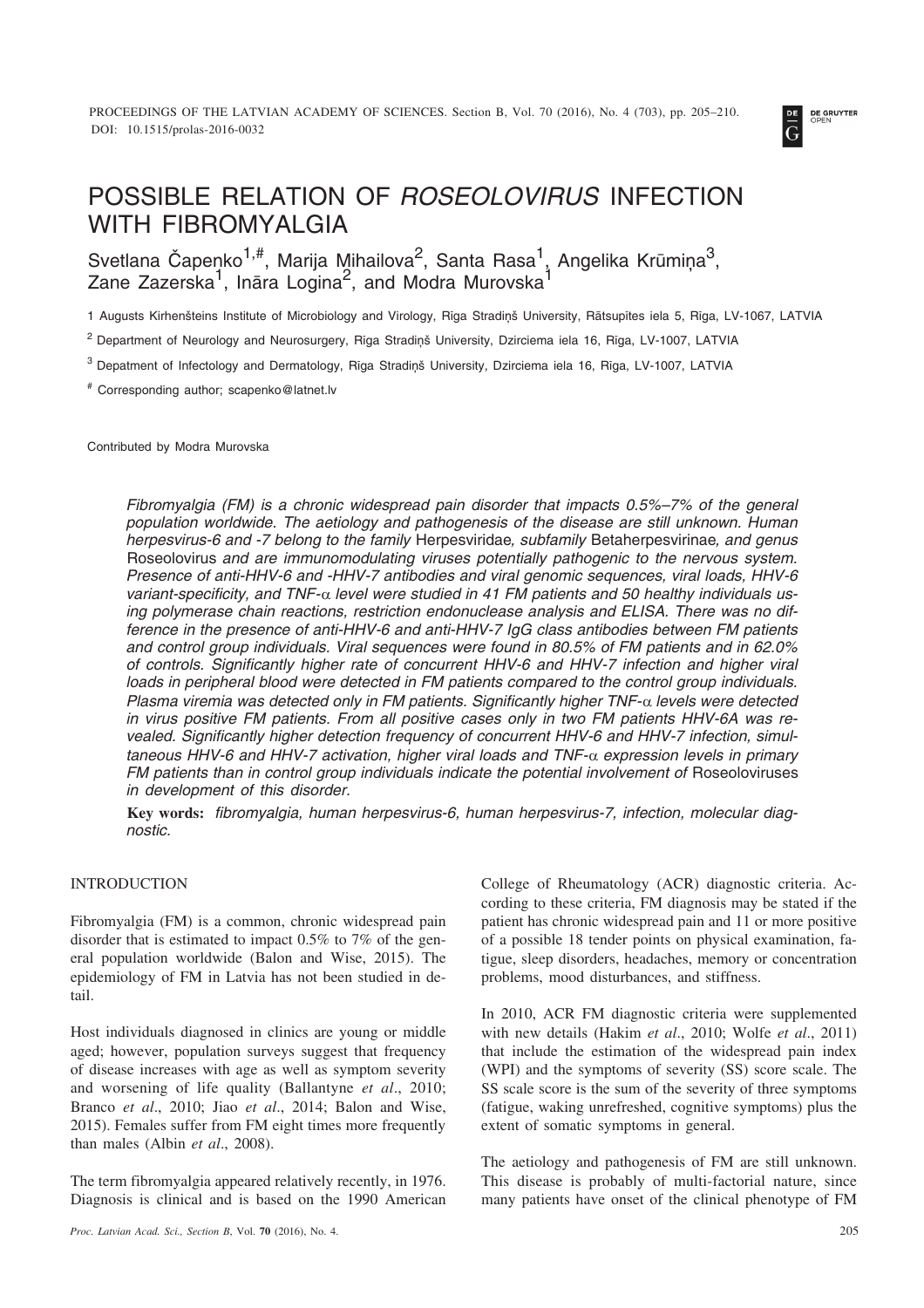# POSSIBLE RELATION OF *ROSEOLOVIRUS* INFECTION WITH FIBROMYALGIA

Svetlana Čapenko[1,#], Marija Mihailova[2], Santa Rasa[1], Angelika Krūmiņa[3], Zane Zazerska[1], Ināra Logina[2], and Modra Murovska[1]

1 Augusts Kirhenšteins Institute of Microbiology and Virology, Rīga Stradiņš University, Rātsupītes iela 5, Rīga, LV-1067, LATVIA

[2] Department of Neurology and Neurosurgery, Rīga Stradiņš University, Dzirciema iela 16, Rīga, LV-1007, LATVIA

[3] Depatment of Infectology and Dermatology, Rīga Stradiņš University, Dzirciema iela 16, Rīga, LV-1007, LATVIA

[#] Corresponding author; scapenko@latnet.lv

Contributed by Modra Murovska

*Fibromyalgia (FM) is a chronic widespread pain disorder that impacts 0.5%–7% of the general population worldwide. The aetiology and pathogenesis of the disease are still unknown. Human herpesvirus-6 and -7 belong to the family* Herpesviridae*, subfamily* Betaherpesvirinae*, and genus* Roseolovirus *and are immunomodulating viruses potentially pathogenic to the nervous system. Presence of anti-HHV-6 and -HHV-7 antibodies and viral genomic sequences, viral loads, HHV-6 variant-specificity, and TNF-α level were studied in 41 FM patients and 50 healthy individuals using polymerase chain reactions, restriction endonuclease analysis and ELISA. There was no difference in the presence of anti-HHV-6 and anti-HHV-7 IgG class antibodies between FM patients and control group individuals. Viral sequences were found in 80.5% of FM patients and in 62.0% of controls. Significantly higher rate of concurrent HHV-6 and HHV-7 infection and higher viral loads in peripheral blood were detected in FM patients compared to the control group individuals. Plasma viremia was detected only in FM patients. Significantly higher TNF-α levels were detected in virus positive FM patients. From all positive cases only in two FM patients HHV-6A was revealed. Significantly higher detection frequency of concurrent HHV-6 and HHV-7 infection, simultaneous HHV-6 and HHV-7 activation, higher viral loads and TNF-α expression levels in primary FM patients than in control group individuals indicate the potential involvement of* Roseoloviruses *in development of this disorder.*

**Key words:** *fibromyalgia, human herpesvirus-6, human herpesvirus-7, infection, molecular diagnostic.*

## INTRODUCTION

Fibromyalgia (FM) is a common, chronic widespread pain disorder that is estimated to impact 0.5% to 7% of the general population worldwide (Balon and Wise, 2015). The epidemiology of FM in Latvia has not been studied in detail.

Host individuals diagnosed in clinics are young or middle aged; however, population surveys suggest that frequency of disease increases with age as well as symptom severity and worsening of life quality (Ballantyne *et al*., 2010; Branco *et al*., 2010; Jiao *et al*., 2014; Balon and Wise, 2015). Females suffer from FM eight times more frequently than males (Albin *et al*., 2008).

The term fibromyalgia appeared relatively recently, in 1976. Diagnosis is clinical and is based on the 1990 American College of Rheumatology (ACR) diagnostic criteria. According to these criteria, FM diagnosis may be stated if the patient has chronic widespread pain and 11 or more positive of a possible 18 tender points on physical examination, fatigue, sleep disorders, headaches, memory or concentration problems, mood disturbances, and stiffness.

In 2010, ACR FM diagnostic criteria were supplemented with new details (Hakim *et al*., 2010; Wolfe *et al*., 2011) that include the estimation of the widespread pain index (WPI) and the symptoms of severity (SS) score scale. The SS scale score is the sum of the severity of three symptoms (fatigue, waking unrefreshed, cognitive symptoms) plus the extent of somatic symptoms in general.

The aetiology and pathogenesis of FM are still unknown. This disease is probably of multi-factorial nature, since many patients have onset of the clinical phenotype of FM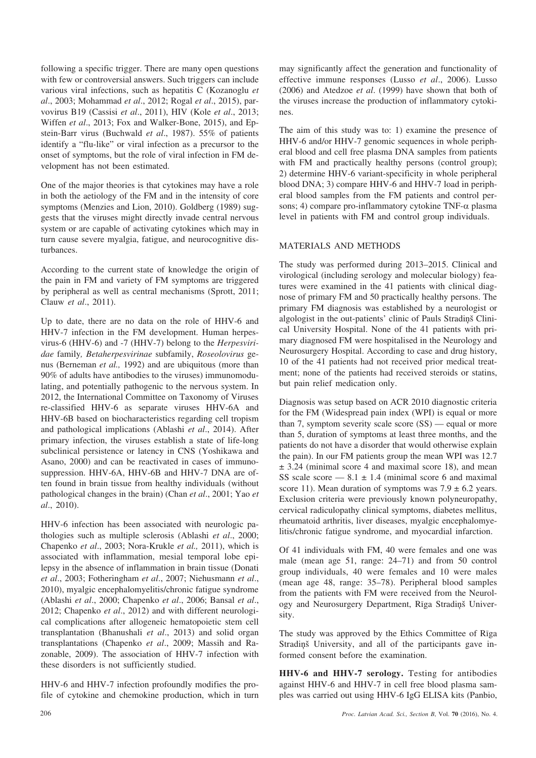following a specific trigger. There are many open questions with few or controversial answers. Such triggers can include various viral infections, such as hepatitis C (Kozanoglu *et al*., 2003; Mohammad *et al*., 2012; Rogal *et al*., 2015), parvovirus B19 (Cassisi *et al*., 2011), HIV (Kole *et al*., 2013; Wiffen *et al*., 2013; Fox and Walker-Bone, 2015), and Epstein-Barr virus (Buchwald *et al*., 1987). 55% of patients identify a "flu-like" or viral infection as a precursor to the onset of symptoms, but the role of viral infection in FM development has not been estimated.

One of the major theories is that cytokines may have a role in both the aetiology of the FM and in the intensity of core symptoms (Menzies and Lion, 2010). Goldberg (1989) suggests that the viruses might directly invade central nervous system or are capable of activating cytokines which may in turn cause severe myalgia, fatigue, and neurocognitive disturbances.

According to the current state of knowledge the origin of the pain in FM and variety of FM symptoms are triggered by peripheral as well as central mechanisms (Sprott, 2011; Clauw *et al*., 2011).

Up to date, there are no data on the role of HHV-6 and HHV-7 infection in the FM development. Human herpesvirus-6 (HHV-6) and -7 (HHV-7) belong to the *Herpesviridae* family*, Betaherpesvirinae* subfamily, *Roseolovirus* genus (Berneman *et al.,* 1992) and are ubiquitous (more than 90% of adults have antibodies to the viruses) immunomodulating, and potentially pathogenic to the nervous system. In 2012, the International Committee on Taxonomy of Viruses re-classified HHV-6 as separate viruses HHV-6A and HHV-6B based on biocharacteristics regarding cell tropism and pathological implications (Ablashi *et al*., 2014). After primary infection, the viruses establish a state of life-long subclinical persistence or latency in CNS (Yoshikawa and Asano, 2000) and can be reactivated in cases of immunosuppression. HHV-6A, HHV-6B and HHV-7 DNA are often found in brain tissue from healthy individuals (without pathological changes in the brain) (Chan *et al*., 2001; Yao *et al*., 2010).

HHV-6 infection has been associated with neurologic pathologies such as multiple sclerosis (Ablashi *et al*., 2000; Chapenko *et al*., 2003; Nora-Krukle *et al.,* 2011), which is associated with inflammation, mesial temporal lobe epilepsy in the absence of inflammation in brain tissue (Donati *et al*., 2003; Fotheringham *et al*., 2007; Niehusmann *et al*., 2010), myalgic encephalomyelitis/chronic fatigue syndrome (Ablashi *et al*., 2000; Chapenko *et al*., 2006; Bansal *et al*., 2012; Chapenko *et al*., 2012) and with different neurological complications after allogeneic hematopoietic stem cell transplantation (Bhanushali *et al*., 2013) and solid organ transplantations (Chapenko *et al*., 2009; Massih and Razonable, 2009). The association of HHV-7 infection with these disorders is not sufficiently studied.

HHV-6 and HHV-7 infection profoundly modifies the profile of cytokine and chemokine production, which in turn may significantly affect the generation and functionality of effective immune responses (Lusso *et al*., 2006). Lusso (2006) and Atedzoe *et al*. (1999) have shown that both of the viruses increase the production of inflammatory cytokines.

The aim of this study was to: 1) examine the presence of HHV-6 and/or HHV-7 genomic sequences in whole peripheral blood and cell free plasma DNA samples from patients with FM and practically healthy persons (control group); 2) determine HHV-6 variant-specificity in whole peripheral blood DNA; 3) compare HHV-6 and HHV-7 load in peripheral blood samples from the FM patients and control persons; 4) compare pro-inflammatory cytokine TNF-$\alpha$ plasma level in patients with FM and control group individuals.

## MATERIALS AND METHODS

The study was performed during 2013–2015. Clinical and virological (including serology and molecular biology) features were examined in the 41 patients with clinical diagnose of primary FM and 50 practically healthy persons. The primary FM diagnosis was established by a neurologist or algologist in the out-patients' clinic of Pauls Stradiņš Clinical University Hospital. None of the 41 patients with primary diagnosed FM were hospitalised in the Neurology and Neurosurgery Hospital. According to case and drug history, 10 of the 41 patients had not received prior medical treatment; none of the patients had received steroids or statins, but pain relief medication only.

Diagnosis was setup based on ACR 2010 diagnostic criteria for the FM (Widespread pain index (WPI) is equal or more than 7, symptom severity scale score (SS) — equal or more than 5, duration of symptoms at least three months, and the patients do not have a disorder that would otherwise explain the pain). In our FM patients group the mean WPI was 12.7 ± 3.24 (minimal score 4 and maximal score 18), and mean SS scale score — 8.1 ± 1.4 (minimal score 6 and maximal score 11). Mean duration of symptoms was 7.9 ± 6.2 years. Exclusion criteria were previously known polyneuropathy, cervical radiculopathy clinical symptoms, diabetes mellitus, rheumatoid arthritis, liver diseases, myalgic encephalomyelitis/chronic fatigue syndrome, and myocardial infarction.

Of 41 individuals with FM, 40 were females and one was male (mean age 51, range: 24–71) and from 50 control group individuals, 40 were females and 10 were males (mean age 48, range: 35–78). Peripheral blood samples from the patients with FM were received from the Neurology and Neurosurgery Department, Rīga Stradiņš University.

The study was approved by the Ethics Committee of Rīga Stradiņš University, and all of the participants gave informed consent before the examination.

**HHV-6 and HHV-7 serology.** Testing for antibodies against HHV-6 and HHV-7 in cell free blood plasma samples was carried out using HHV-6 IgG ELISA kits (Panbio,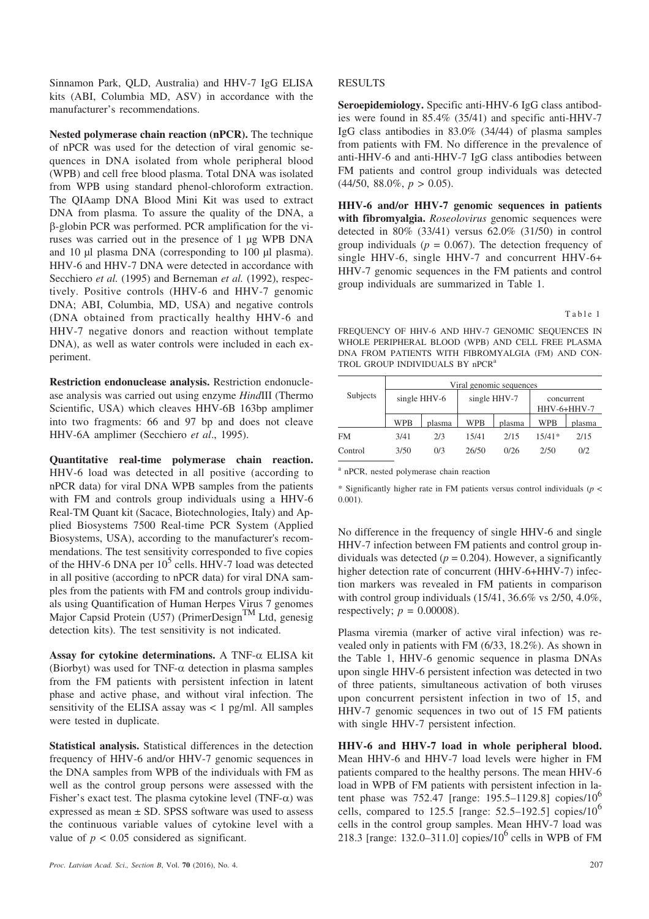Sinnamon Park, QLD, Australia) and HHV-7 IgG ELISA kits (ABI, Columbia MD, ASV) in accordance with the manufacturer's recommendations.

**Nested polymerase chain reaction (nPCR).** The technique of nPCR was used for the detection of viral genomic sequences in DNA isolated from whole peripheral blood (WPB) and cell free blood plasma. Total DNA was isolated from WPB using standard phenol-chloroform extraction. The QIAamp DNA Blood Mini Kit was used to extract DNA from plasma. To assure the quality of the DNA, a β-globin PCR was performed. PCR amplification for the viruses was carried out in the presence of 1 μg WPB DNA and 10 μl plasma DNA (corresponding to 100 μl plasma). HHV-6 and HHV-7 DNA were detected in accordance with Secchiero *et al.* (1995) and Berneman *et al.* (1992), respectively. Positive controls (HHV-6 and HHV-7 genomic DNA; ABI, Columbia, MD, USA) and negative controls (DNA obtained from practically healthy HHV-6 and HHV-7 negative donors and reaction without template DNA), as well as water controls were included in each experiment.

**Restriction endonuclease analysis.** Restriction endonuclease analysis was carried out using enzyme *Hind*III (Thermo Scientific, USA) which cleaves HHV-6B 163bp amplimer into two fragments: 66 and 97 bp and does not cleave HHV-6A amplimer (Secchiero *et al*., 1995).

**Quantitative real-time polymerase chain reaction.** HHV-6 load was detected in all positive (according to nPCR data) for viral DNA WPB samples from the patients with FM and controls group individuals using a HHV-6 Real-TM Quant kit (Sacace, Biotechnologies, Italy) and Applied Biosystems 7500 Real-time PCR System (Applied Biosystems, USA), according to the manufacturer's recommendations. The test sensitivity corresponded to five copies of the HHV-6 DNA per $10^5$ cells. HHV-7 load was detected in all positive (according to nPCR data) for viral DNA samples from the patients with FM and controls group individuals using Quantification of Human Herpes Virus 7 genomes Major Capsid Protein (U57) (PrimerDesign™ Ltd, genesig detection kits). The test sensitivity is not indicated.

**Assay for cytokine determinations.** A TNF-α ELISA kit (Biorbyt) was used for TNF-α detection in plasma samples from the FM patients with persistent infection in latent phase and active phase, and without viral infection. The sensitivity of the ELISA assay was < 1 pg/ml. All samples were tested in duplicate.

**Statistical analysis.** Statistical differences in the detection frequency of HHV-6 and/or HHV-7 genomic sequences in the DNA samples from WPB of the individuals with FM as well as the control group persons were assessed with the Fisher's exact test. The plasma cytokine level (TNF-α) was expressed as mean ± SD. SPSS software was used to assess the continuous variable values of cytokine level with a value of $p < 0.05$ considered as significant.

## RESULTS

**Seroepidemiology.** Specific anti-HHV-6 IgG class antibodies were found in 85.4% (35/41) and specific anti-HHV-7 IgG class antibodies in 83.0% (34/44) of plasma samples from patients with FM. No difference in the prevalence of anti-HHV-6 and anti-HHV-7 IgG class antibodies between FM patients and control group individuals was detected (44/50, 88.0%, $p > 0.05$).

**HHV-6 and/or HHV-7 genomic sequences in patients with fibromyalgia.** *Roseolovirus* genomic sequences were detected in 80% (33/41) versus 62.0% (31/50) in control group individuals ($p = 0.067$). The detection frequency of single HHV-6, single HHV-7 and concurrent HHV-6+HHV-7 genomic sequences in the FM patients and control group individuals are summarized in Table 1.

Table 1

FREQUENCY OF HHV-6 AND HHV-7 GENOMIC SEQUENCES IN WHOLE PERIPHERAL BLOOD (WPB) AND CELL FREE PLASMA DNA FROM PATIENTS WITH FIBROMYALGIA (FM) AND CONTROL GROUP INDIVIDUALS BY nPCR[a]

| Subjects | Viral genomic sequences | | | | | |
|---|---|---|---|---|---|---|
| | single HHV-6 | | single HHV-7 | | concurrent HHV-6+HHV-7 | |
| | WPB | plasma | WPB | plasma | WPB | plasma |
| FM | 3/41 | 2/3 | 15/41 | 2/15 | 15/41* | 2/15 |
| Control | 3/50 | 0/3 | 26/50 | 0/26 | 2/50 | 0/2 |

[a] nPCR, nested polymerase chain reaction

* Significantly higher rate in FM patients versus control individuals ($p < 0.001$).

No difference in the frequency of single HHV-6 and single HHV-7 infection between FM patients and control group individuals was detected ($p = 0.204$). However, a significantly higher detection rate of concurrent (HHV-6+HHV-7) infection markers was revealed in FM patients in comparison with control group individuals (15/41, 36.6% vs 2/50, 4.0%, respectively; $p = 0.00008$).

Plasma viremia (marker of active viral infection) was revealed only in patients with FM (6/33, 18.2%). As shown in the Table 1, HHV-6 genomic sequence in plasma DNAs upon single HHV-6 persistent infection was detected in two of three patients, simultaneous activation of both viruses upon concurrent persistent infection in two of 15, and HHV-7 genomic sequences in two out of 15 FM patients with single HHV-7 persistent infection.

**HHV-6 and HHV-7 load in whole peripheral blood.** Mean HHV-6 and HHV-7 load levels were higher in FM patients compared to the healthy persons. The mean HHV-6 load in WPB of FM patients with persistent infection in latent phase was 752.47 [range: 195.5–1129.8] copies/$10^6$ cells, compared to 125.5 [range: 52.5–192.5] copies/$10^6$ cells in the control group samples. Mean HHV-7 load was 218.3 [range: 132.0–311.0] copies/$10^6$ cells in WPB of FM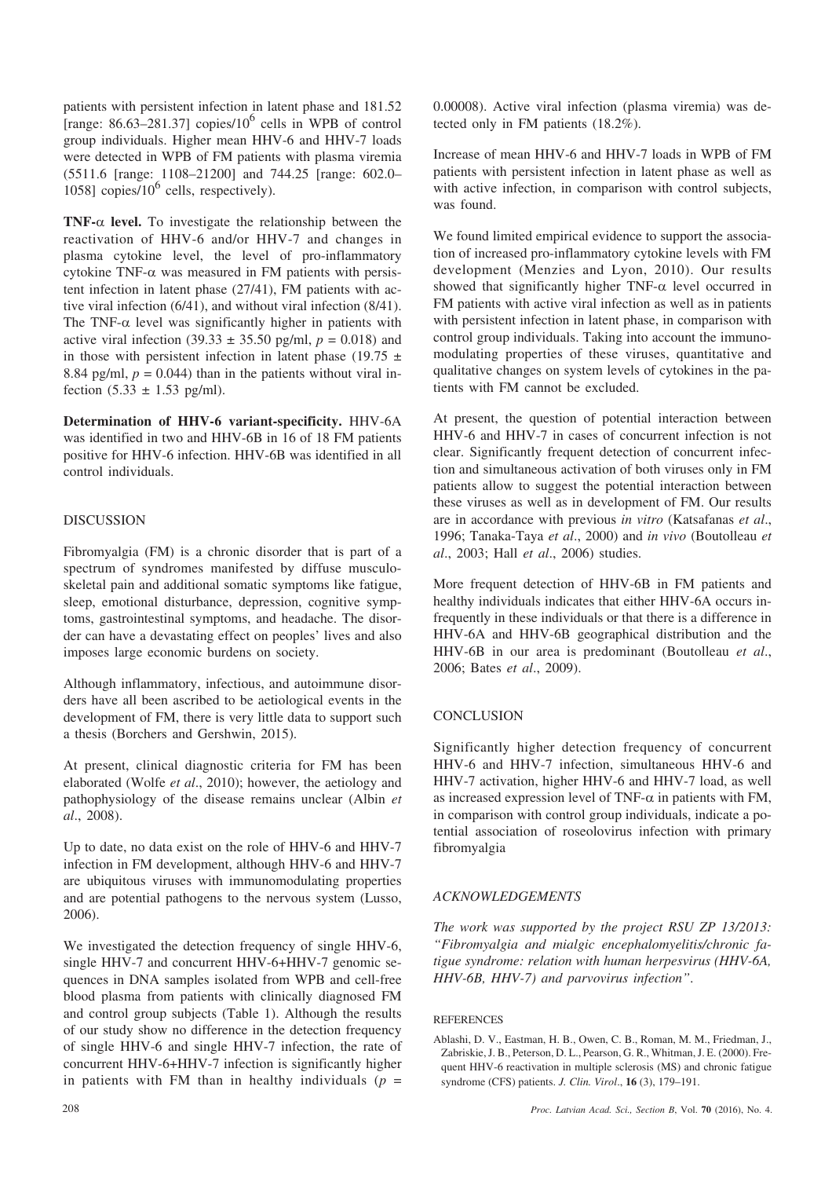patients with persistent infection in latent phase and 181.52 [range: 86.63–281.37] copies/$10^6$ cells in WPB of control group individuals. Higher mean HHV-6 and HHV-7 loads were detected in WPB of FM patients with plasma viremia (5511.6 [range: 1108–21200] and 744.25 [range: 602.0–1058] copies/$10^6$ cells, respectively).

**TNF-α level.** To investigate the relationship between the reactivation of HHV-6 and/or HHV-7 and changes in plasma cytokine level, the level of pro-inflammatory cytokine TNF-α was measured in FM patients with persistent infection in latent phase (27/41), FM patients with active viral infection (6/41), and without viral infection (8/41). The TNF-α level was significantly higher in patients with active viral infection (39.33 ± 35.50 pg/ml, $p = 0.018$) and in those with persistent infection in latent phase (19.75 ± 8.84 pg/ml, $p = 0.044$) than in the patients without viral infection (5.33 ± 1.53 pg/ml).

**Determination of HHV-6 variant-specificity.** HHV-6A was identified in two and HHV-6B in 16 of 18 FM patients positive for HHV-6 infection. HHV-6B was identified in all control individuals.

## DISCUSSION

Fibromyalgia (FM) is a chronic disorder that is part of a spectrum of syndromes manifested by diffuse musculoskeletal pain and additional somatic symptoms like fatigue, sleep, emotional disturbance, depression, cognitive symptoms, gastrointestinal symptoms, and headache. The disorder can have a devastating effect on peoples' lives and also imposes large economic burdens on society.

Although inflammatory, infectious, and autoimmune disorders have all been ascribed to be aetiological events in the development of FM, there is very little data to support such a thesis (Borchers and Gershwin, 2015).

At present, clinical diagnostic criteria for FM has been elaborated (Wolfe *et al*., 2010); however, the aetiology and pathophysiology of the disease remains unclear (Albin *et al*., 2008).

Up to date, no data exist on the role of HHV-6 and HHV-7 infection in FM development, although HHV-6 and HHV-7 are ubiquitous viruses with immunomodulating properties and are potential pathogens to the nervous system (Lusso, 2006).

We investigated the detection frequency of single HHV-6, single HHV-7 and concurrent HHV-6+HHV-7 genomic sequences in DNA samples isolated from WPB and cell-free blood plasma from patients with clinically diagnosed FM and control group subjects (Table 1). Although the results of our study show no difference in the detection frequency of single HHV-6 and single HHV-7 infection, the rate of concurrent HHV-6+HHV-7 infection is significantly higher in patients with FM than in healthy individuals ($p = 0.00008$). Active viral infection (plasma viremia) was detected only in FM patients (18.2%).

Increase of mean HHV-6 and HHV-7 loads in WPB of FM patients with persistent infection in latent phase as well as with active infection, in comparison with control subjects, was found.

We found limited empirical evidence to support the association of increased pro-inflammatory cytokine levels with FM development (Menzies and Lyon, 2010). Our results showed that significantly higher TNF-α level occurred in FM patients with active viral infection as well as in patients with persistent infection in latent phase, in comparison with control group individuals. Taking into account the immunomodulating properties of these viruses, quantitative and qualitative changes on system levels of cytokines in the patients with FM cannot be excluded.

At present, the question of potential interaction between HHV-6 and HHV-7 in cases of concurrent infection is not clear. Significantly frequent detection of concurrent infection and simultaneous activation of both viruses only in FM patients allow to suggest the potential interaction between these viruses as well as in development of FM. Our results are in accordance with previous *in vitro* (Katsafanas *et al*., 1996; Tanaka-Taya *et al*., 2000) and *in vivo* (Boutolleau *et al*., 2003; Hall *et al*., 2006) studies.

More frequent detection of HHV-6B in FM patients and healthy individuals indicates that either HHV-6A occurs infrequently in these individuals or that there is a difference in HHV-6A and HHV-6B geographical distribution and the HHV-6B in our area is predominant (Boutolleau *et al*., 2006; Bates *et al*., 2009).

## CONCLUSION

Significantly higher detection frequency of concurrent HHV-6 and HHV-7 infection, simultaneous HHV-6 and HHV-7 activation, higher HHV-6 and HHV-7 load, as well as increased expression level of TNF-α in patients with FM, in comparison with control group individuals, indicate a potential association of roseolovirus infection with primary fibromyalgia

## ACKNOWLEDGEMENTS

*The work was supported by the project RSU ZP 13/2013: "Fibromyalgia and mialgic encephalomyelitis/chronic fatigue syndrome: relation with human herpesvirus (HHV-6A, HHV-6B, HHV-7) and parvovirus infection".*

## REFERENCES

Ablashi, D. V., Eastman, H. B., Owen, C. B., Roman, M. M., Friedman, J., Zabriskie, J. B., Peterson, D. L., Pearson, G. R., Whitman, J. E. (2000). Frequent HHV-6 reactivation in multiple sclerosis (MS) and chronic fatigue syndrome (CFS) patients. *J. Clin. Virol*., **16** (3), 179–191.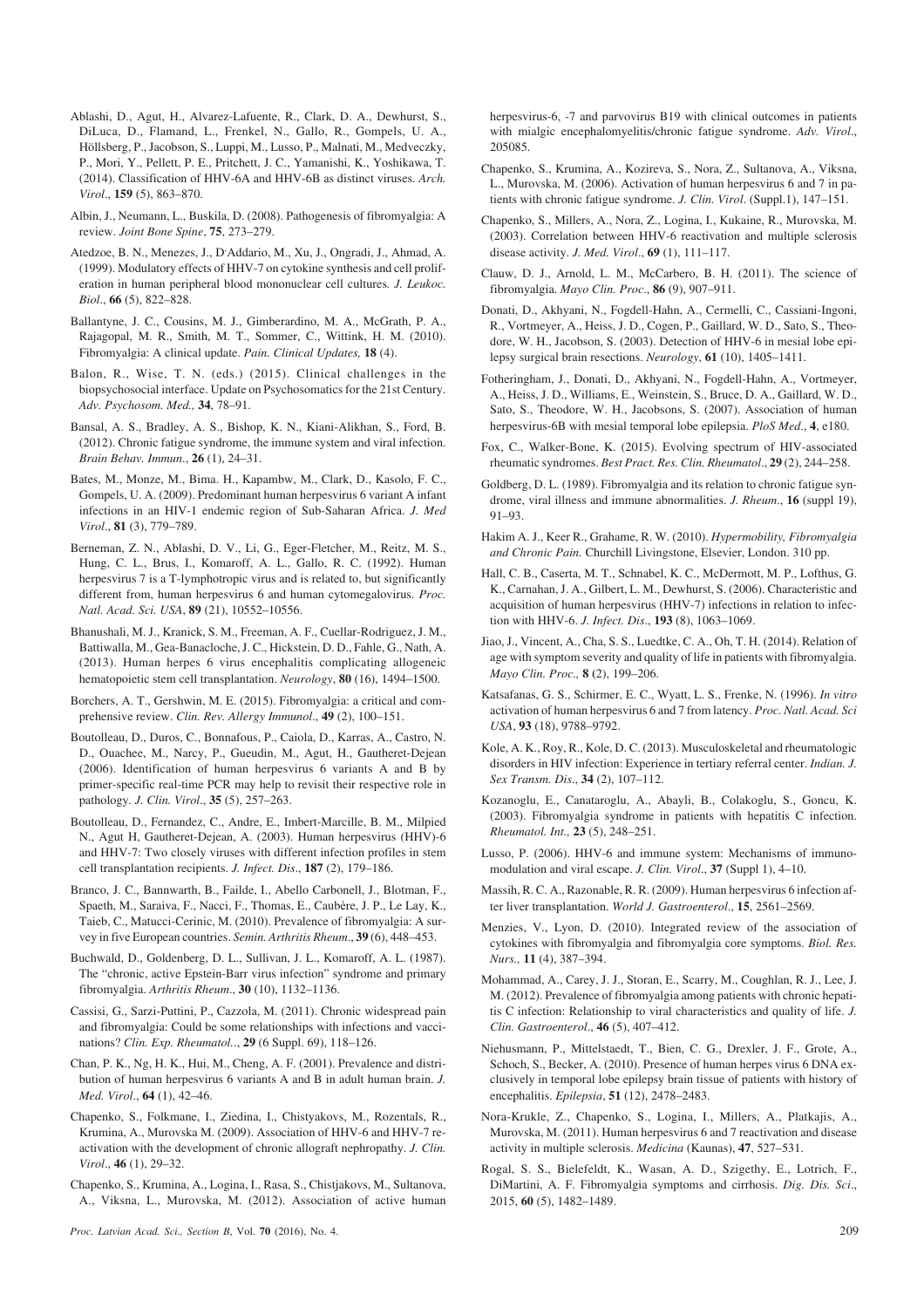Ablashi, D., Agut, H., Alvarez-Lafuente, R., Clark, D. A., Dewhurst, S., DiLuca, D., Flamand, L., Frenkel, N., Gallo, R., Gompels, U. A., Höllsberg, P., Jacobson, S., Luppi, M., Lusso, P., Malnati, M., Medveczky, P., Mori, Y., Pellett, P. E., Pritchett, J. C., Yamanishi, K., Yoshikawa, T. (2014). Classification of HHV-6A and HHV-6B as distinct viruses. *Arch. Virol*., **159** (5), 863–870.

Albin, J., Neumann, L., Buskila, D. (2008). Pathogenesis of fibromyalgia: A review. *Joint Bone Spine*, **75**, 273–279.

Atedzoe, B. N., Menezes, J., D'Addario, M., Xu, J., Ongradi, J., Ahmad, A. (1999). Modulatory effects of HHV-7 on cytokine synthesis and cell proliferation in human peripheral blood mononuclear cell cultures. *J. Leukoc. Biol*., **66** (5), 822–828.

Ballantyne, J. C., Cousins, M. J., Gimberardino, M. A., McGrath, P. A., Rajagopal, M. R., Smith, M. T., Sommer, C., Wittink, H. M. (2010). Fibromyalgia: A clinical update. *Pain. Clinical Updates,* **18** (4).

Balon, R., Wise, T. N. (eds.) (2015). Clinical challenges in the biopsychosocial interface. Update on Psychosomatics for the 21st Century. *Adv. Psychosom. Med.,* **34**, 78–91.

Bansal, A. S., Bradley, A. S., Bishop, K. N., Kiani-Alikhan, S., Ford, B. (2012). Chronic fatigue syndrome, the immune system and viral infection. *Brain Behav. Immun*., **26** (1), 24–31.

Bates, M., Monze, M., Bima. H., Kapambw, M., Clark, D., Kasolo, F. C., Gompels, U. A. (2009). Predominant human herpesvirus 6 variant A infant infections in an HIV-1 endemic region of Sub-Saharan Africa. *J. Med Virol*., **81** (3), 779–789.

Berneman, Z. N., Ablashi, D. V., Li, G., Eger-Fletcher, M., Reitz, M. S., Hung, C. L., Brus, I., Komaroff, A. L., Gallo, R. C. (1992). Human herpesvirus 7 is a T-lymphotropic virus and is related to, but significantly different from, human herpesvirus 6 and human cytomegalovirus. *Proc. Natl. Acad. Sci. USA*, **89** (21), 10552–10556.

Bhanushali, M. J., Kranick, S. M., Freeman, A. F., Cuellar-Rodriguez, J. M., Battiwalla, M., Gea-Banacloche, J. C., Hickstein, D. D., Fahle, G., Nath, A. (2013). Human herpes 6 virus encephalitis complicating allogeneic hematopoietic stem cell transplantation. *Neurology*, **80** (16), 1494–1500.

Borchers, A. T., Gershwin, M. E. (2015). Fibromyalgia: a critical and comprehensive review. *Clin. Rev. Allergy Immunol*., **49** (2), 100–151.

Boutolleau, D., Duros, C., Bonnafous, P., Caiola, D., Karras, A., Castro, N. D., Ouachee, M., Narcy, P., Gueudin, M., Agut, H., Gautheret-Dejean (2006). Identification of human herpesvirus 6 variants A and B by primer-specific real-time PCR may help to revisit their respective role in pathology. *J. Clin. Virol*., **35** (5), 257–263.

Boutolleau, D., Fernandez, C., Andre, E., Imbert-Marcille, B. M., Milpied N., Agut H, Gautheret-Dejean, A. (2003). Human herpesvirus (HHV)-6 and HHV-7: Two closely viruses with different infection profiles in stem cell transplantation recipients. *J. Infect. Dis*., **187** (2), 179–186.

Branco, J. C., Bannwarth, B., Failde, I., Abello Carbonell, J., Blotman, F., Spaeth, M., Saraiva, F., Nacci, F., Thomas, E., Caubère, J. P., Le Lay, K., Taieb, C., Matucci-Cerinic, M. (2010). Prevalence of fibromyalgia: A survey in five European countries. *Semin. Arthritis Rheum*., **39** (6), 448–453.

Buchwald, D., Goldenberg, D. L., Sullivan, J. L., Komaroff, A. L. (1987). The "chronic, active Epstein-Barr virus infection" syndrome and primary fibromyalgia. *Arthritis Rheum*., **30** (10), 1132–1136.

Cassisi, G., Sarzi-Puttini, P., Cazzola, M. (2011). Chronic widespread pain and fibromyalgia: Could be some relationships with infections and vaccinations? *Clin. Exp. Rheumatol*.., **29** (6 Suppl. 69), 118–126.

Chan, P. K., Ng, H. K., Hui, M., Cheng, A. F. (2001). Prevalence and distribution of human herpesvirus 6 variants A and B in adult human brain. *J. Med. Virol*., **64** (1), 42–46.

Chapenko, S., Folkmane, I., Ziedina, I., Chistyakovs, M., Rozentals, R., Krumina, A., Murovska M. (2009). Association of HHV-6 and HHV-7 reactivation with the development of chronic allograft nephropathy. *J. Clin. Virol*., **46** (1), 29–32.

Chapenko, S., Krumina, A., Logina, I., Rasa, S., Chistjakovs, M., Sultanova, A., Viksna, L., Murovska, M. (2012). Association of active human herpesvirus-6, -7 and parvovirus B19 with clinical outcomes in patients with mialgic encephalomyelitis/chronic fatigue syndrome. *Adv. Virol*., 205085.

Chapenko, S., Krumina, A., Kozireva, S., Nora, Z., Sultanova, A., Viksna, L., Murovska, M. (2006). Activation of human herpesvirus 6 and 7 in patients with chronic fatigue syndrome. *J. Clin. Virol*. (Suppl.1), 147–151.

Chapenko, S., Millers, A., Nora, Z., Logina, I., Kukaine, R., Murovska, M. (2003). Correlation between HHV-6 reactivation and multiple sclerosis disease activity. *J. Med. Virol*., **69** (1), 111–117.

Clauw, D. J., Arnold, L. M., McCarbero, B. H. (2011). The science of fibromyalgia. *Mayo Clin. Proc*., **86** (9), 907–911.

Donati, D., Akhyani, N., Fogdell-Hahn, A., Cermelli, C., Cassiani-Ingoni, R., Vortmeyer, A., Heiss, J. D., Cogen, P., Gaillard, W. D., Sato, S., Theodore, W. H., Jacobson, S. (2003). Detection of HHV-6 in mesial lobe epilepsy surgical brain resections. *Neurology*, **61** (10), 1405–1411.

Fotheringham, J., Donati, D., Akhyani, N., Fogdell-Hahn, A., Vortmeyer, A., Heiss, J. D., Williams, E., Weinstein, S., Bruce, D. A., Gaillard, W. D., Sato, S., Theodore, W. H., Jacobsons, S. (2007). Association of human herpesvirus-6B with mesial temporal lobe epilepsia. *PloS Med*., **4**, e180.

Fox, C., Walker-Bone, K. (2015). Evolving spectrum of HIV-associated rheumatic syndromes. *Best Pract. Res. Clin. Rheumatol*., **29** (2), 244–258.

Goldberg, D. L. (1989). Fibromyalgia and its relation to chronic fatigue syndrome, viral illness and immune abnormalities. *J. Rheum*., **16** (suppl 19), 91–93.

Hakim A. J., Keer R., Grahame, R. W. (2010). *Hypermobility, Fibromyalgia and Chronic Pain.* Churchill Livingstone, Elsevier, London. 310 pp.

Hall, C. B., Caserta, M. T., Schnabel, K. C., McDermott, M. P., Lofthus, G. K., Carnahan, J. A., Gilbert, L. M., Dewhurst, S. (2006). Characteristic and acquisition of human herpesvirus (HHV-7) infections in relation to infection with HHV-6. *J. Infect. Dis*., **193** (8), 1063–1069.

Jiao, J., Vincent, A., Cha, S. S., Luedtke, C. A., Oh, T. H. (2014). Relation of age with symptom severity and quality of life in patients with fibromyalgia. *Mayo Clin. Proc.,* **8** (2), 199–206.

Katsafanas, G. S., Schirmer, E. C., Wyatt, L. S., Frenke, N. (1996). *In vitro* activation of human herpesvirus 6 and 7 from latency. *Proc. Natl. Acad. Sci USA*, **93** (18), 9788–9792.

Kole, A. K., Roy, R., Kole, D. C. (2013). Musculoskeletal and rheumatologic disorders in HIV infection: Experience in tertiary referral center. *Indian. J. Sex Transm. Dis*., **34** (2), 107–112.

Kozanoglu, E., Canataroglu, A., Abayli, B., Colakoglu, S., Goncu, K. (2003). Fibromyalgia syndrome in patients with hepatitis C infection. *Rheumatol. Int.,* **23** (5), 248–251.

Lusso, P. (2006). HHV-6 and immune system: Mechanisms of immunomodulation and viral escape. *J. Clin. Virol*., **37** (Suppl 1), 4–10.

Massih, R. C. A., Razonable, R. R. (2009). Human herpesvirus 6 infection after liver transplantation. *World J. Gastroenterol*., **15**, 2561–2569.

Menzies, V., Lyon, D. (2010). Integrated review of the association of cytokines with fibromyalgia and fibromyalgia core symptoms. *Biol. Res. Nurs.,* **11** (4), 387–394.

Mohammad, A., Carey, J. J., Storan, E., Scarry, M., Coughlan, R. J., Lee, J. M. (2012). Prevalence of fibromyalgia among patients with chronic hepatitis C infection: Relationship to viral characteristics and quality of life. *J. Clin. Gastroenterol*., **46** (5), 407–412.

Niehusmann, P., Mittelstaedt, T., Bien, C. G., Drexler, J. F., Grote, A., Schoch, S., Becker, A. (2010). Presence of human herpes virus 6 DNA exclusively in temporal lobe epilepsy brain tissue of patients with history of encephalitis. *Epilepsia*, **51** (12), 2478–2483.

Nora-Krukle, Z., Chapenko, S., Logina, I., Millers, A., Platkajis, A., Murovska, M. (2011). Human herpesvirus 6 and 7 reactivation and disease activity in multiple sclerosis. *Medicina* (Kaunas), **47**, 527–531.

Rogal, S. S., Bielefeldt, K., Wasan, A. D., Szigethy, E., Lotrich, F., DiMartini, A. F. Fibromyalgia symptoms and cirrhosis. *Dig. Dis. Sci*., 2015, **60** (5), 1482–1489.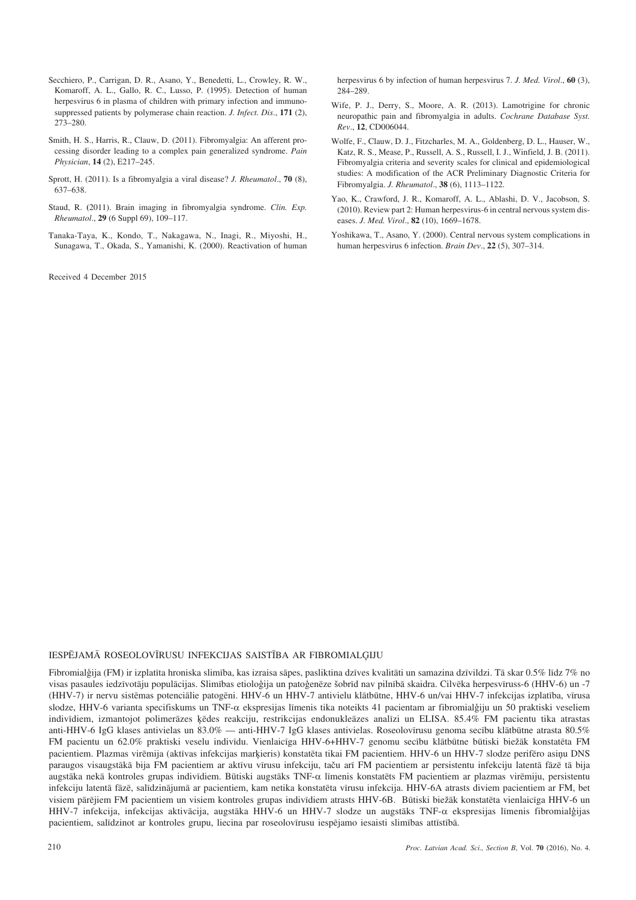Secchiero, P., Carrigan, D. R., Asano, Y., Benedetti, L., Crowley, R. W., Komaroff, A. L., Gallo, R. C., Lusso, P. (1995). Detection of human herpesvirus 6 in plasma of children with primary infection and immunosuppressed patients by polymerase chain reaction. *J. Infect. Dis*., **171** (2), 273–280.

Smith, H. S., Harris, R., Clauw, D. (2011). Fibromyalgia: An afferent processing disorder leading to a complex pain generalized syndrome. *Pain Physician*, **14** (2), E217–245.

Sprott, H. (2011). Is a fibromyalgia a viral disease? *J. Rheumatol*., **70** (8), 637–638.

Staud, R. (2011). Brain imaging in fibromyalgia syndrome. *Clin. Exp. Rheumatol*., **29** (6 Suppl 69), 109–117.

Tanaka-Taya, K., Kondo, T., Nakagawa, N., Inagi, R., Miyoshi, H., Sunagawa, T., Okada, S., Yamanishi, K. (2000). Reactivation of human herpesvirus 6 by infection of human herpesvirus 7. *J. Med. Virol*., **60** (3), 284–289.

Wife, P. J., Derry, S., Moore, A. R. (2013). Lamotrigine for chronic neuropathic pain and fibromyalgia in adults. *Cochrane Database Syst. Rev*., **12**, CD006044.

Wolfe, F., Clauw, D. J., Fitzcharles, M. A., Goldenberg, D. L., Hauser, W., Katz, R. S., Mease, P., Russell, A. S., Russell, I. J., Winfield, J. B. (2011). Fibromyalgia criteria and severity scales for clinical and epidemiological studies: A modification of the ACR Preliminary Diagnostic Criteria for Fibromyalgia. *J. Rheumatol*., **38** (6), 1113–1122.

Yao, K., Crawford, J. R., Komaroff, A. L., Ablashi, D. V., Jacobson, S. (2010). Review part 2: Human herpesvirus-6 in central nervous system diseases. *J. Med. Virol*., **82** (10), 1669–1678.

Yoshikawa, T., Asano, Y. (2000). Central nervous system complications in human herpesvirus 6 infection. *Brain Dev*., **22** (5), 307–314.

Received 4 December 2015

## IESPĒJAMĀ ROSEOLOVĪRUSU INFEKCIJAS SAISTĪBA AR FIBROMIALĢIJU

Fibromialģija (FM) ir izplatīta hroniska slimība, kas izraisa sāpes, pasliktina dzīves kvalitāti un samazina dzīvildzi. Tā skar 0.5% līdz 7% no visas pasaules iedzīvotāju populācijas. Slimības etioloģija un patoģenēze šobrīd nav pilnībā skaidra. Cilvēka herpesvīruss-6 (HHV-6) un -7 (HHV-7) ir nervu sistēmas potenciālie patogēni. HHV-6 un HHV-7 antivielu klātbūtne, HHV-6 un/vai HHV-7 infekcijas izplatība, vīrusa slodze, HHV-6 varianta specifiskums un TNF-α ekspresijas līmenis tika noteikts 41 pacientam ar fibromialģiju un 50 praktiski veseliem indivīdiem, izmantojot polimerāzes ķēdes reakciju, restrikcijas endonukleāzes analīzi un ELISA. 85.4% FM pacientu tika atrastas anti-HHV-6 IgG klases antivielas un 83.0% — anti-HHV-7 IgG klases antivielas. Roseolovīrusu genoma secību klātbūtne atrasta 80.5% FM pacientu un 62.0% praktiski veselu indivīdu. Vienlaicīga HHV-6+HHV-7 genomu secību klātbūtne būtiski biežāk konstatēta FM pacientiem. Plazmas virēmija (aktīvas infekcijas marķieris) konstatēta tikai FM pacientiem. HHV-6 un HHV-7 slodze perifēro asiņu DNS paraugos visaugstākā bija FM pacientiem ar aktīvu vīrusu infekciju, taču arī FM pacientiem ar persistentu infekciju latentā fāzē tā bija augstāka nekā kontroles grupas indivīdiem. Būtiski augstāks TNF-α līmenis konstatēts FM pacientiem ar plazmas virēmiju, persistentu infekciju latentā fāzē, salīdzinājumā ar pacientiem, kam netika konstatēta vīrusu infekcija. HHV-6A atrasts diviem pacientiem ar FM, bet visiem pārējiem FM pacientiem un visiem kontroles grupas indivīdiem atrasts HHV-6B. Būtiski biežāk konstatēta vienlaicīga HHV-6 un HHV-7 infekcija, infekcijas aktivācija, augstāka HHV-6 un HHV-7 slodze un augstāks TNF-α ekspresijas līmenis fibromialģijas pacientiem, salīdzinot ar kontroles grupu, liecina par roseolovīrusu iespējamo iesaisti slimības attīstībā.